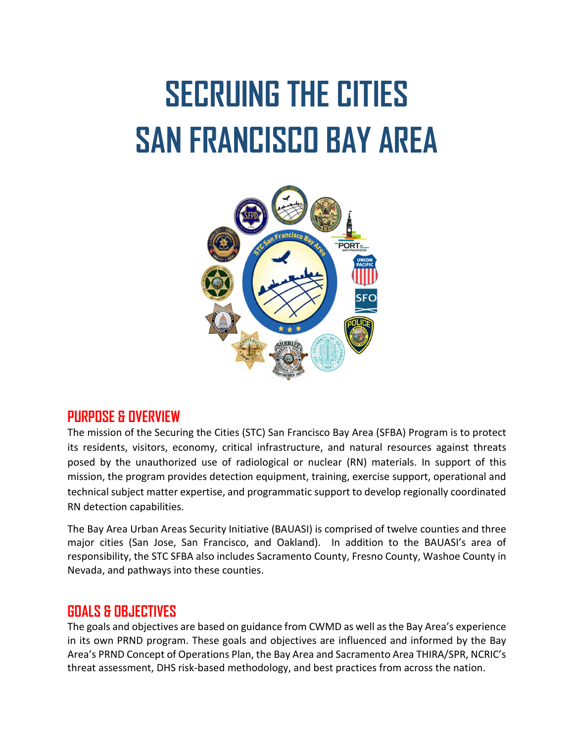# SECRUING THE CITIES
# SAN FRANCISCO BAY AREA

## PURPOSE & OVERVIEW

The mission of the Securing the Cities (STC) San Francisco Bay Area (SFBA) Program is to protect its residents, visitors, economy, critical infrastructure, and natural resources against threats posed by the unauthorized use of radiological or nuclear (RN) materials. In support of this mission, the program provides detection equipment, training, exercise support, operational and technical subject matter expertise, and programmatic support to develop regionally coordinated RN detection capabilities.

The Bay Area Urban Areas Security Initiative (BAUASI) is comprised of twelve counties and three major cities (San Jose, San Francisco, and Oakland). In addition to the BAUASI's area of responsibility, the STC SFBA also includes Sacramento County, Fresno County, Washoe County in Nevada, and pathways into these counties.

## GOALS & OBJECTIVES

The goals and objectives are based on guidance from CWMD as well as the Bay Area's experience in its own PRND program. These goals and objectives are influenced and informed by the Bay Area's PRND Concept of Operations Plan, the Bay Area and Sacramento Area THIRA/SPR, NCRIC's threat assessment, DHS risk-based methodology, and best practices from across the nation.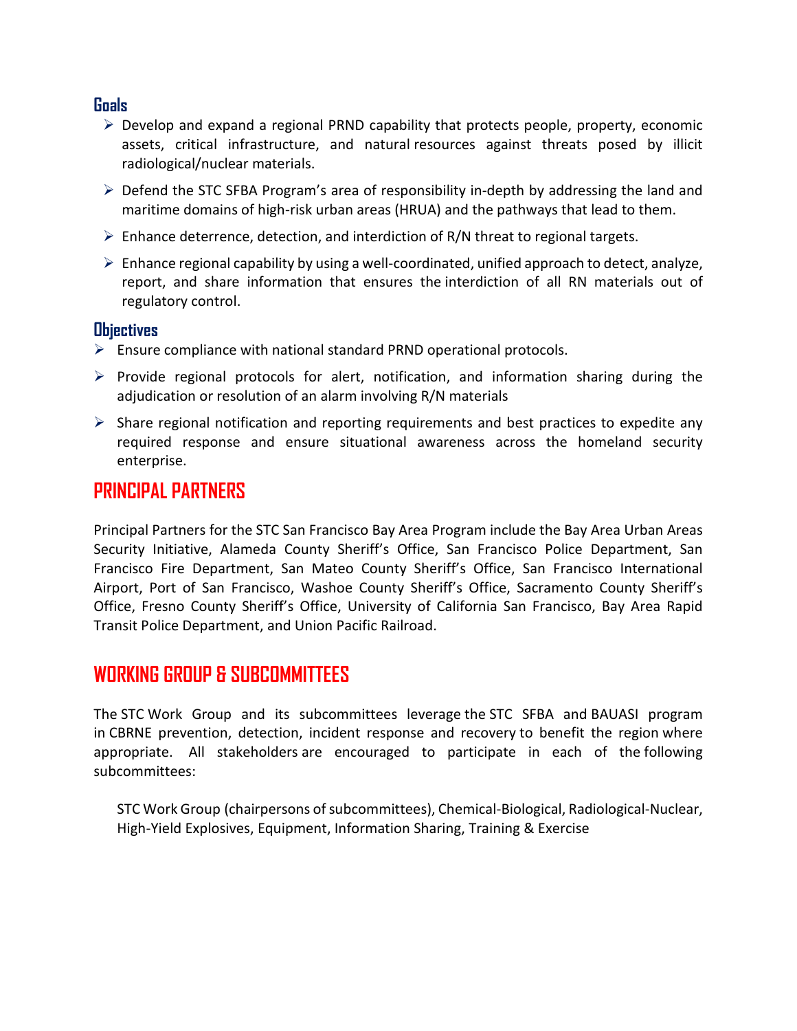### Goals

- Develop and expand a regional PRND capability that protects people, property, economic assets, critical infrastructure, and natural resources against threats posed by illicit radiological/nuclear materials.
- Defend the STC SFBA Program's area of responsibility in-depth by addressing the land and maritime domains of high-risk urban areas (HRUA) and the pathways that lead to them.
- Enhance deterrence, detection, and interdiction of R/N threat to regional targets.
- Enhance regional capability by using a well-coordinated, unified approach to detect, analyze, report, and share information that ensures the interdiction of all RN materials out of regulatory control.

### Objectives

- Ensure compliance with national standard PRND operational protocols.
- Provide regional protocols for alert, notification, and information sharing during the adjudication or resolution of an alarm involving R/N materials
- Share regional notification and reporting requirements and best practices to expedite any required response and ensure situational awareness across the homeland security enterprise.

## PRINCIPAL PARTNERS

Principal Partners for the STC San Francisco Bay Area Program include the Bay Area Urban Areas Security Initiative, Alameda County Sheriff's Office, San Francisco Police Department, San Francisco Fire Department, San Mateo County Sheriff's Office, San Francisco International Airport, Port of San Francisco, Washoe County Sheriff's Office, Sacramento County Sheriff's Office, Fresno County Sheriff's Office, University of California San Francisco, Bay Area Rapid Transit Police Department, and Union Pacific Railroad.

## WORKING GROUP & SUBCOMMITTEES

The STC Work Group and its subcommittees leverage the STC SFBA and BAUASI program in CBRNE prevention, detection, incident response and recovery to benefit the region where appropriate. All stakeholders are encouraged to participate in each of the following subcommittees:

STC Work Group (chairpersons of subcommittees), Chemical-Biological, Radiological-Nuclear, High-Yield Explosives, Equipment, Information Sharing, Training & Exercise